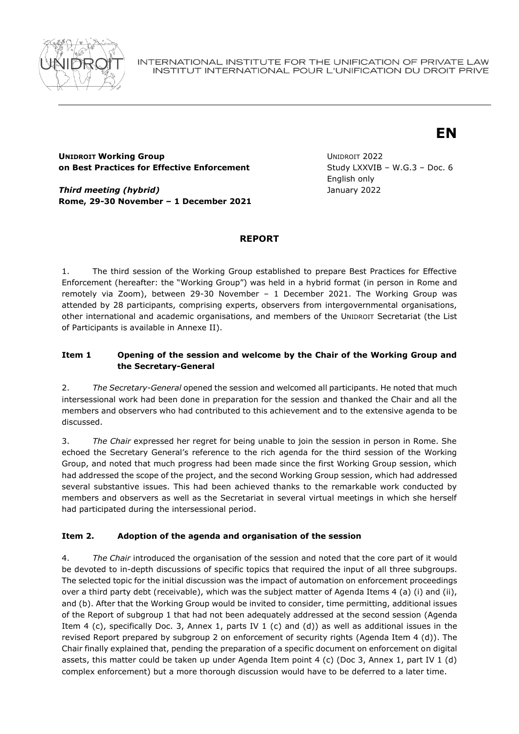INTERNATIONAL INSTITUTE FOR THE UNIFICATION OF PRIVATE LAW
INSTITUT INTERNATIONAL POUR L'UNIFICATION DU DROIT PRIVE

**EN**

**UNIDROIT Working Group on Best Practices for Effective Enforcement**

***Third meeting (hybrid)***
**Rome, 29-30 November – 1 December 2021**

UNIDROIT 2022
Study LXXVIB – W.G.3 – Doc. 6
English only
January 2022

## REPORT

1. The third session of the Working Group established to prepare Best Practices for Effective Enforcement (hereafter: the "Working Group") was held in a hybrid format (in person in Rome and remotely via Zoom), between 29-30 November – 1 December 2021. The Working Group was attended by 28 participants, comprising experts, observers from intergovernmental organisations, other international and academic organisations, and members of the UNIDROIT Secretariat (the List of Participants is available in Annexe II).

### Item 1 Opening of the session and welcome by the Chair of the Working Group and the Secretary-General

2. *The Secretary-General* opened the session and welcomed all participants. He noted that much intersessional work had been done in preparation for the session and thanked the Chair and all the members and observers who had contributed to this achievement and to the extensive agenda to be discussed.

3. *The Chair* expressed her regret for being unable to join the session in person in Rome. She echoed the Secretary General's reference to the rich agenda for the third session of the Working Group, and noted that much progress had been made since the first Working Group session, which had addressed the scope of the project, and the second Working Group session, which had addressed several substantive issues. This had been achieved thanks to the remarkable work conducted by members and observers as well as the Secretariat in several virtual meetings in which she herself had participated during the intersessional period.

### Item 2. Adoption of the agenda and organisation of the session

4. *The Chair* introduced the organisation of the session and noted that the core part of it would be devoted to in-depth discussions of specific topics that required the input of all three subgroups. The selected topic for the initial discussion was the impact of automation on enforcement proceedings over a third party debt (receivable), which was the subject matter of Agenda Items 4 (a) (i) and (ii), and (b). After that the Working Group would be invited to consider, time permitting, additional issues of the Report of subgroup 1 that had not been adequately addressed at the second session (Agenda Item 4 (c), specifically Doc. 3, Annex 1, parts IV 1 (c) and (d)) as well as additional issues in the revised Report prepared by subgroup 2 on enforcement of security rights (Agenda Item 4 (d)). The Chair finally explained that, pending the preparation of a specific document on enforcement on digital assets, this matter could be taken up under Agenda Item point 4 (c) (Doc 3, Annex 1, part IV 1 (d) complex enforcement) but a more thorough discussion would have to be deferred to a later time.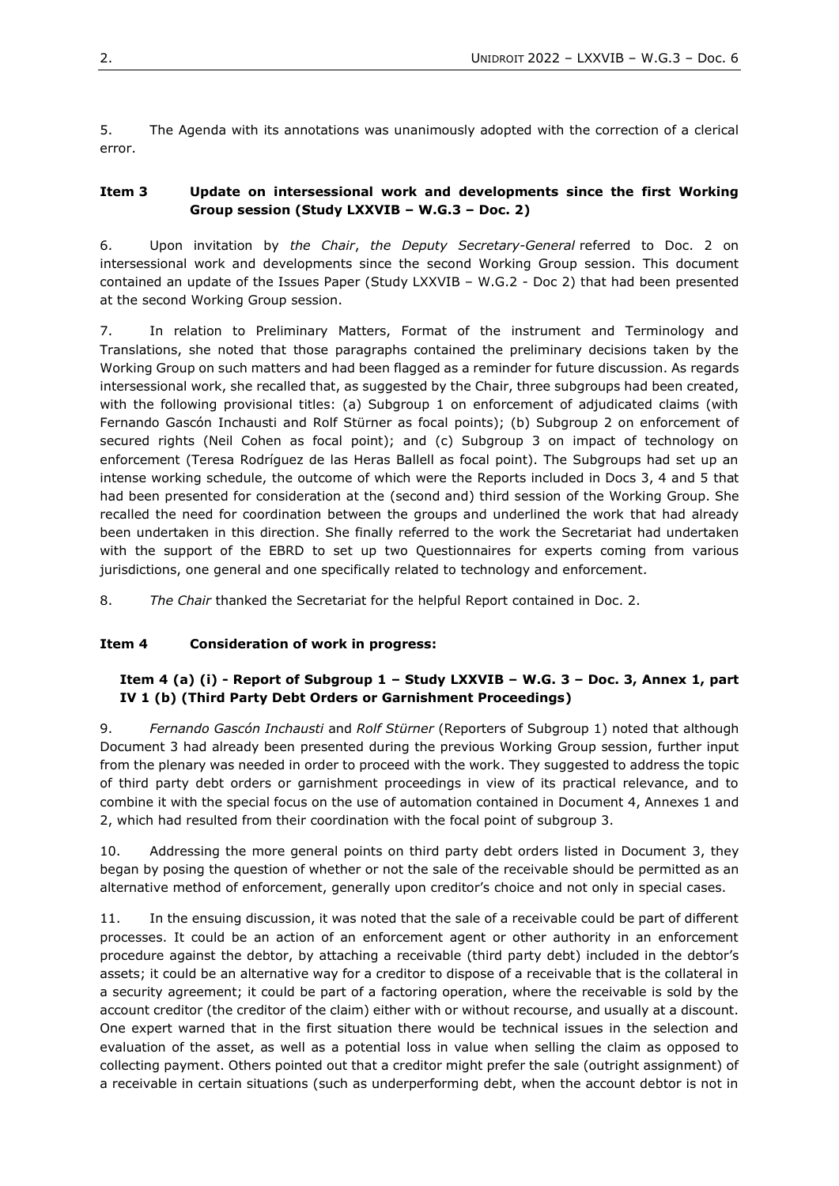5. The Agenda with its annotations was unanimously adopted with the correction of a clerical error.

### Item 3 Update on intersessional work and developments since the first Working Group session (Study LXXVIB – W.G.3 – Doc. 2)

6. Upon invitation by *the Chair*, *the Deputy Secretary-General* referred to Doc. 2 on intersessional work and developments since the second Working Group session. This document contained an update of the Issues Paper (Study LXXVIB – W.G.2 - Doc 2) that had been presented at the second Working Group session.

7. In relation to Preliminary Matters, Format of the instrument and Terminology and Translations, she noted that those paragraphs contained the preliminary decisions taken by the Working Group on such matters and had been flagged as a reminder for future discussion. As regards intersessional work, she recalled that, as suggested by the Chair, three subgroups had been created, with the following provisional titles: (a) Subgroup 1 on enforcement of adjudicated claims (with Fernando Gascón Inchausti and Rolf Stürner as focal points); (b) Subgroup 2 on enforcement of secured rights (Neil Cohen as focal point); and (c) Subgroup 3 on impact of technology on enforcement (Teresa Rodríguez de las Heras Ballell as focal point). The Subgroups had set up an intense working schedule, the outcome of which were the Reports included in Docs 3, 4 and 5 that had been presented for consideration at the (second and) third session of the Working Group. She recalled the need for coordination between the groups and underlined the work that had already been undertaken in this direction. She finally referred to the work the Secretariat had undertaken with the support of the EBRD to set up two Questionnaires for experts coming from various jurisdictions, one general and one specifically related to technology and enforcement.

8. *The Chair* thanked the Secretariat for the helpful Report contained in Doc. 2.

### Item 4 Consideration of work in progress:

#### Item 4 (a) (i) - Report of Subgroup 1 – Study LXXVIB – W.G. 3 – Doc. 3, Annex 1, part IV 1 (b) (Third Party Debt Orders or Garnishment Proceedings)

9. *Fernando Gascón Inchausti* and *Rolf Stürner* (Reporters of Subgroup 1) noted that although Document 3 had already been presented during the previous Working Group session, further input from the plenary was needed in order to proceed with the work. They suggested to address the topic of third party debt orders or garnishment proceedings in view of its practical relevance, and to combine it with the special focus on the use of automation contained in Document 4, Annexes 1 and 2, which had resulted from their coordination with the focal point of subgroup 3.

10. Addressing the more general points on third party debt orders listed in Document 3, they began by posing the question of whether or not the sale of the receivable should be permitted as an alternative method of enforcement, generally upon creditor's choice and not only in special cases.

11. In the ensuing discussion, it was noted that the sale of a receivable could be part of different processes. It could be an action of an enforcement agent or other authority in an enforcement procedure against the debtor, by attaching a receivable (third party debt) included in the debtor's assets; it could be an alternative way for a creditor to dispose of a receivable that is the collateral in a security agreement; it could be part of a factoring operation, where the receivable is sold by the account creditor (the creditor of the claim) either with or without recourse, and usually at a discount. One expert warned that in the first situation there would be technical issues in the selection and evaluation of the asset, as well as a potential loss in value when selling the claim as opposed to collecting payment. Others pointed out that a creditor might prefer the sale (outright assignment) of a receivable in certain situations (such as underperforming debt, when the account debtor is not in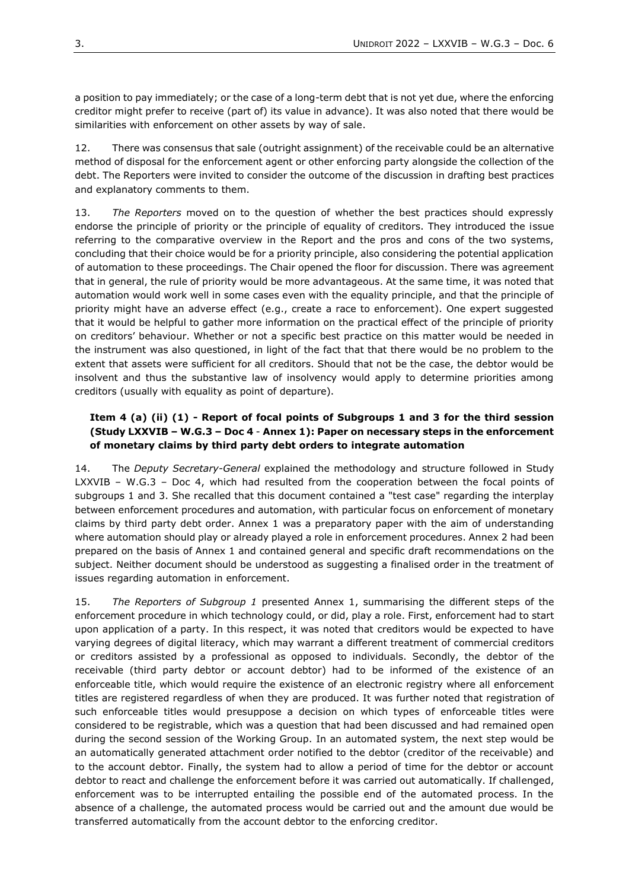a position to pay immediately; or the case of a long-term debt that is not yet due, where the enforcing creditor might prefer to receive (part of) its value in advance). It was also noted that there would be similarities with enforcement on other assets by way of sale.

12. There was consensus that sale (outright assignment) of the receivable could be an alternative method of disposal for the enforcement agent or other enforcing party alongside the collection of the debt. The Reporters were invited to consider the outcome of the discussion in drafting best practices and explanatory comments to them.

13. *The Reporters* moved on to the question of whether the best practices should expressly endorse the principle of priority or the principle of equality of creditors. They introduced the issue referring to the comparative overview in the Report and the pros and cons of the two systems, concluding that their choice would be for a priority principle, also considering the potential application of automation to these proceedings. The Chair opened the floor for discussion. There was agreement that in general, the rule of priority would be more advantageous. At the same time, it was noted that automation would work well in some cases even with the equality principle, and that the principle of priority might have an adverse effect (e.g., create a race to enforcement). One expert suggested that it would be helpful to gather more information on the practical effect of the principle of priority on creditors' behaviour. Whether or not a specific best practice on this matter would be needed in the instrument was also questioned, in light of the fact that that there would be no problem to the extent that assets were sufficient for all creditors. Should that not be the case, the debtor would be insolvent and thus the substantive law of insolvency would apply to determine priorities among creditors (usually with equality as point of departure).

### Item 4 (a) (ii) (1) - Report of focal points of Subgroups 1 and 3 for the third session (Study LXXVIB – W.G.3 – Doc 4 - Annex 1): Paper on necessary steps in the enforcement of monetary claims by third party debt orders to integrate automation

14. The *Deputy Secretary-General* explained the methodology and structure followed in Study LXXVIB – W.G.3 – Doc 4, which had resulted from the cooperation between the focal points of subgroups 1 and 3. She recalled that this document contained a "test case" regarding the interplay between enforcement procedures and automation, with particular focus on enforcement of monetary claims by third party debt order. Annex 1 was a preparatory paper with the aim of understanding where automation should play or already played a role in enforcement procedures. Annex 2 had been prepared on the basis of Annex 1 and contained general and specific draft recommendations on the subject. Neither document should be understood as suggesting a finalised order in the treatment of issues regarding automation in enforcement.

15. *The Reporters of Subgroup 1* presented Annex 1, summarising the different steps of the enforcement procedure in which technology could, or did, play a role. First, enforcement had to start upon application of a party. In this respect, it was noted that creditors would be expected to have varying degrees of digital literacy, which may warrant a different treatment of commercial creditors or creditors assisted by a professional as opposed to individuals. Secondly, the debtor of the receivable (third party debtor or account debtor) had to be informed of the existence of an enforceable title, which would require the existence of an electronic registry where all enforcement titles are registered regardless of when they are produced. It was further noted that registration of such enforceable titles would presuppose a decision on which types of enforceable titles were considered to be registrable, which was a question that had been discussed and had remained open during the second session of the Working Group. In an automated system, the next step would be an automatically generated attachment order notified to the debtor (creditor of the receivable) and to the account debtor. Finally, the system had to allow a period of time for the debtor or account debtor to react and challenge the enforcement before it was carried out automatically. If challenged, enforcement was to be interrupted entailing the possible end of the automated process. In the absence of a challenge, the automated process would be carried out and the amount due would be transferred automatically from the account debtor to the enforcing creditor.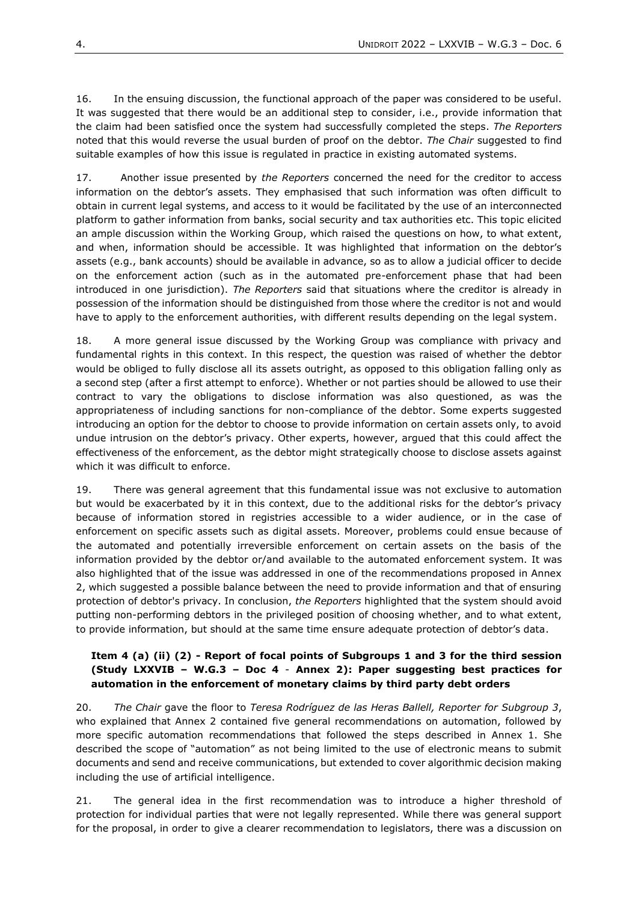16. In the ensuing discussion, the functional approach of the paper was considered to be useful. It was suggested that there would be an additional step to consider, i.e., provide information that the claim had been satisfied once the system had successfully completed the steps. *The Reporters* noted that this would reverse the usual burden of proof on the debtor. *The Chair* suggested to find suitable examples of how this issue is regulated in practice in existing automated systems.

17. Another issue presented by *the Reporters* concerned the need for the creditor to access information on the debtor's assets. They emphasised that such information was often difficult to obtain in current legal systems, and access to it would be facilitated by the use of an interconnected platform to gather information from banks, social security and tax authorities etc. This topic elicited an ample discussion within the Working Group, which raised the questions on how, to what extent, and when, information should be accessible. It was highlighted that information on the debtor's assets (e.g., bank accounts) should be available in advance, so as to allow a judicial officer to decide on the enforcement action (such as in the automated pre-enforcement phase that had been introduced in one jurisdiction). *The Reporters* said that situations where the creditor is already in possession of the information should be distinguished from those where the creditor is not and would have to apply to the enforcement authorities, with different results depending on the legal system.

18. A more general issue discussed by the Working Group was compliance with privacy and fundamental rights in this context. In this respect, the question was raised of whether the debtor would be obliged to fully disclose all its assets outright, as opposed to this obligation falling only as a second step (after a first attempt to enforce). Whether or not parties should be allowed to use their contract to vary the obligations to disclose information was also questioned, as was the appropriateness of including sanctions for non-compliance of the debtor. Some experts suggested introducing an option for the debtor to choose to provide information on certain assets only, to avoid undue intrusion on the debtor's privacy. Other experts, however, argued that this could affect the effectiveness of the enforcement, as the debtor might strategically choose to disclose assets against which it was difficult to enforce.

19. There was general agreement that this fundamental issue was not exclusive to automation but would be exacerbated by it in this context, due to the additional risks for the debtor's privacy because of information stored in registries accessible to a wider audience, or in the case of enforcement on specific assets such as digital assets. Moreover, problems could ensue because of the automated and potentially irreversible enforcement on certain assets on the basis of the information provided by the debtor or/and available to the automated enforcement system. It was also highlighted that of the issue was addressed in one of the recommendations proposed in Annex 2, which suggested a possible balance between the need to provide information and that of ensuring protection of debtor's privacy. In conclusion, *the Reporters* highlighted that the system should avoid putting non-performing debtors in the privileged position of choosing whether, and to what extent, to provide information, but should at the same time ensure adequate protection of debtor's data.

### Item 4 (a) (ii) (2) - Report of focal points of Subgroups 1 and 3 for the third session (Study LXXVIB – W.G.3 – Doc 4 - Annex 2): Paper suggesting best practices for automation in the enforcement of monetary claims by third party debt orders

20. *The Chair* gave the floor to *Teresa Rodríguez de las Heras Ballell, Reporter for Subgroup 3*, who explained that Annex 2 contained five general recommendations on automation, followed by more specific automation recommendations that followed the steps described in Annex 1. She described the scope of "automation" as not being limited to the use of electronic means to submit documents and send and receive communications, but extended to cover algorithmic decision making including the use of artificial intelligence.

21. The general idea in the first recommendation was to introduce a higher threshold of protection for individual parties that were not legally represented. While there was general support for the proposal, in order to give a clearer recommendation to legislators, there was a discussion on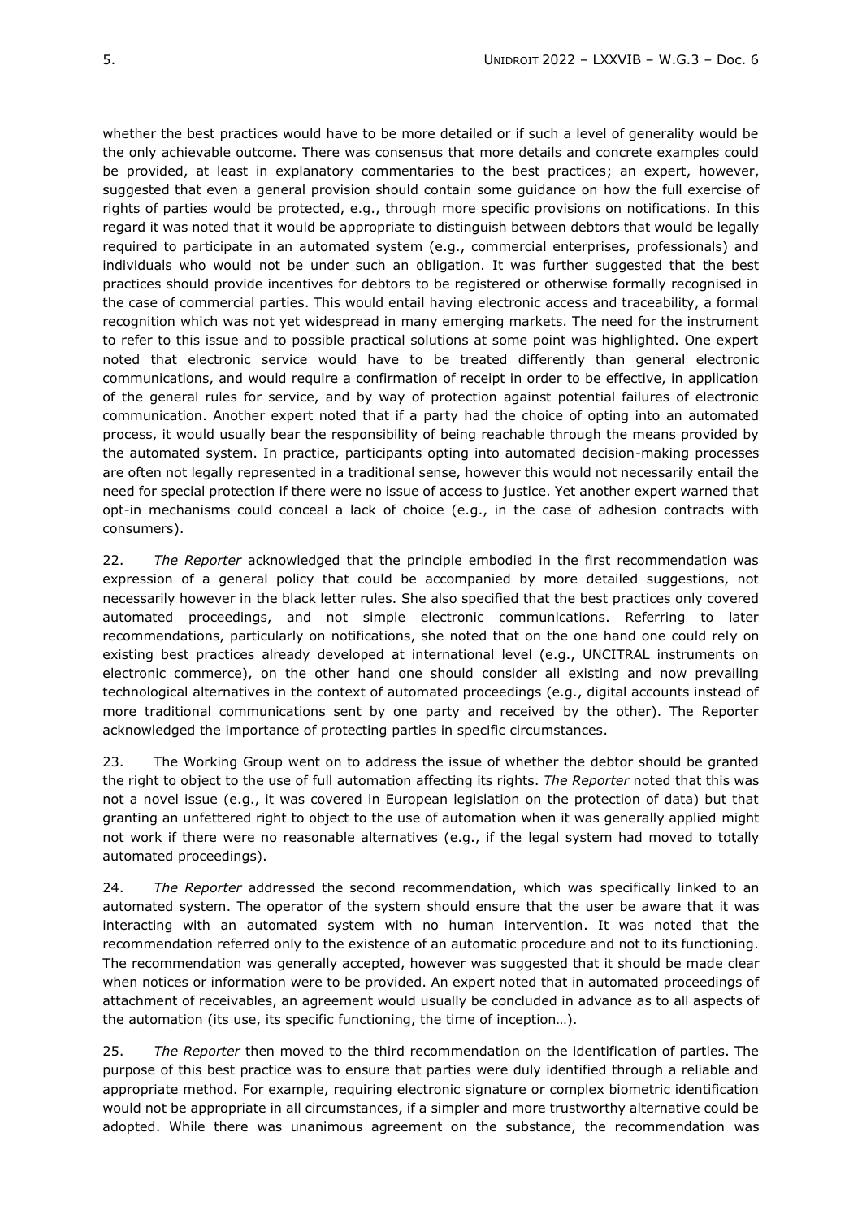whether the best practices would have to be more detailed or if such a level of generality would be the only achievable outcome. There was consensus that more details and concrete examples could be provided, at least in explanatory commentaries to the best practices; an expert, however, suggested that even a general provision should contain some guidance on how the full exercise of rights of parties would be protected, e.g., through more specific provisions on notifications. In this regard it was noted that it would be appropriate to distinguish between debtors that would be legally required to participate in an automated system (e.g., commercial enterprises, professionals) and individuals who would not be under such an obligation. It was further suggested that the best practices should provide incentives for debtors to be registered or otherwise formally recognised in the case of commercial parties. This would entail having electronic access and traceability, a formal recognition which was not yet widespread in many emerging markets. The need for the instrument to refer to this issue and to possible practical solutions at some point was highlighted. One expert noted that electronic service would have to be treated differently than general electronic communications, and would require a confirmation of receipt in order to be effective, in application of the general rules for service, and by way of protection against potential failures of electronic communication. Another expert noted that if a party had the choice of opting into an automated process, it would usually bear the responsibility of being reachable through the means provided by the automated system. In practice, participants opting into automated decision-making processes are often not legally represented in a traditional sense, however this would not necessarily entail the need for special protection if there were no issue of access to justice. Yet another expert warned that opt-in mechanisms could conceal a lack of choice (e.g., in the case of adhesion contracts with consumers).

22. *The Reporter* acknowledged that the principle embodied in the first recommendation was expression of a general policy that could be accompanied by more detailed suggestions, not necessarily however in the black letter rules. She also specified that the best practices only covered automated proceedings, and not simple electronic communications. Referring to later recommendations, particularly on notifications, she noted that on the one hand one could rely on existing best practices already developed at international level (e.g., UNCITRAL instruments on electronic commerce), on the other hand one should consider all existing and now prevailing technological alternatives in the context of automated proceedings (e.g., digital accounts instead of more traditional communications sent by one party and received by the other). The Reporter acknowledged the importance of protecting parties in specific circumstances.

23. The Working Group went on to address the issue of whether the debtor should be granted the right to object to the use of full automation affecting its rights. *The Reporter* noted that this was not a novel issue (e.g., it was covered in European legislation on the protection of data) but that granting an unfettered right to object to the use of automation when it was generally applied might not work if there were no reasonable alternatives (e.g., if the legal system had moved to totally automated proceedings).

24. *The Reporter* addressed the second recommendation, which was specifically linked to an automated system. The operator of the system should ensure that the user be aware that it was interacting with an automated system with no human intervention. It was noted that the recommendation referred only to the existence of an automatic procedure and not to its functioning. The recommendation was generally accepted, however was suggested that it should be made clear when notices or information were to be provided. An expert noted that in automated proceedings of attachment of receivables, an agreement would usually be concluded in advance as to all aspects of the automation (its use, its specific functioning, the time of inception…).

25. *The Reporter* then moved to the third recommendation on the identification of parties. The purpose of this best practice was to ensure that parties were duly identified through a reliable and appropriate method. For example, requiring electronic signature or complex biometric identification would not be appropriate in all circumstances, if a simpler and more trustworthy alternative could be adopted. While there was unanimous agreement on the substance, the recommendation was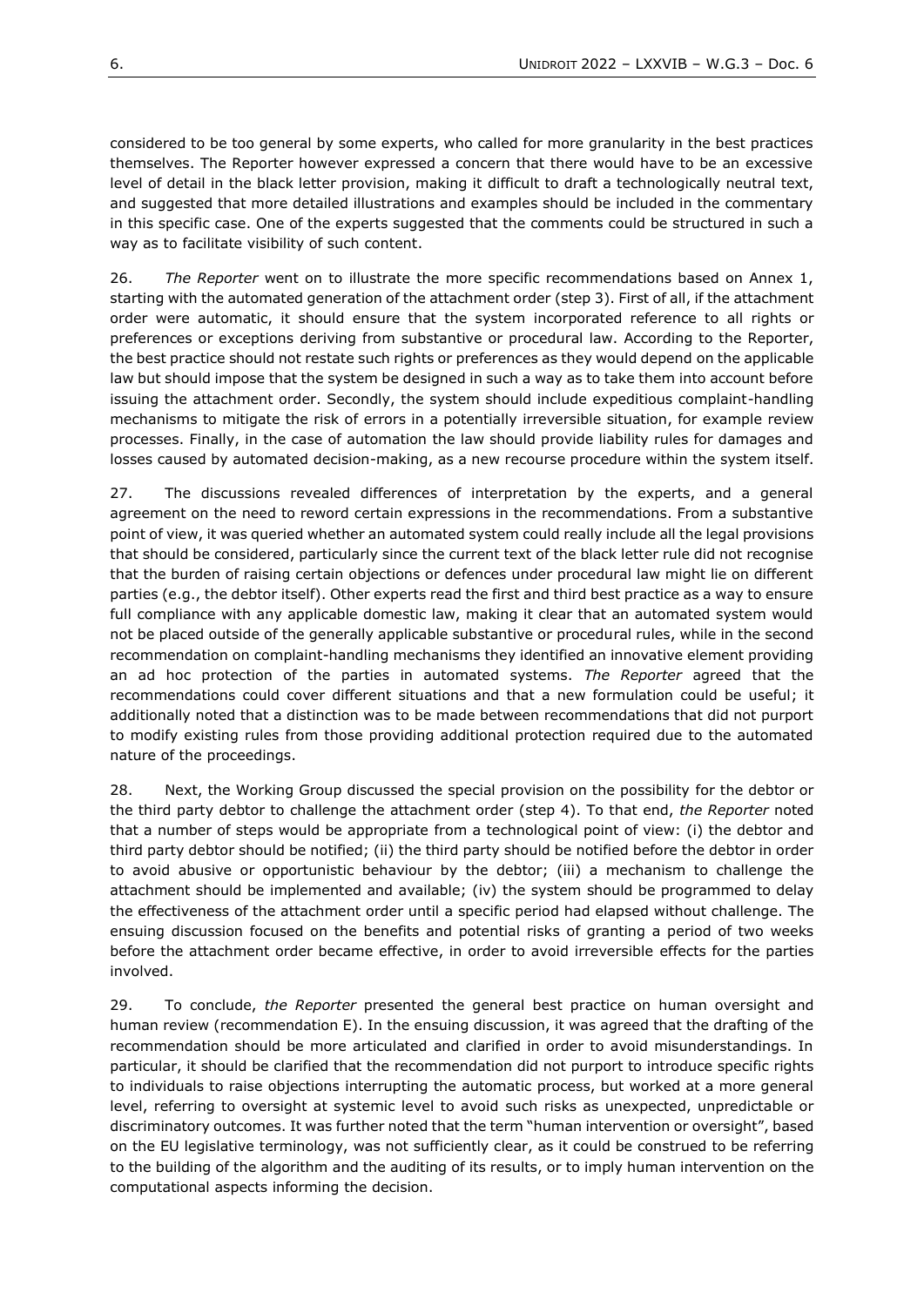considered to be too general by some experts, who called for more granularity in the best practices themselves. The Reporter however expressed a concern that there would have to be an excessive level of detail in the black letter provision, making it difficult to draft a technologically neutral text, and suggested that more detailed illustrations and examples should be included in the commentary in this specific case. One of the experts suggested that the comments could be structured in such a way as to facilitate visibility of such content.

26. *The Reporter* went on to illustrate the more specific recommendations based on Annex 1, starting with the automated generation of the attachment order (step 3). First of all, if the attachment order were automatic, it should ensure that the system incorporated reference to all rights or preferences or exceptions deriving from substantive or procedural law. According to the Reporter, the best practice should not restate such rights or preferences as they would depend on the applicable law but should impose that the system be designed in such a way as to take them into account before issuing the attachment order. Secondly, the system should include expeditious complaint-handling mechanisms to mitigate the risk of errors in a potentially irreversible situation, for example review processes. Finally, in the case of automation the law should provide liability rules for damages and losses caused by automated decision-making, as a new recourse procedure within the system itself.

27. The discussions revealed differences of interpretation by the experts, and a general agreement on the need to reword certain expressions in the recommendations. From a substantive point of view, it was queried whether an automated system could really include all the legal provisions that should be considered, particularly since the current text of the black letter rule did not recognise that the burden of raising certain objections or defences under procedural law might lie on different parties (e.g., the debtor itself). Other experts read the first and third best practice as a way to ensure full compliance with any applicable domestic law, making it clear that an automated system would not be placed outside of the generally applicable substantive or procedural rules, while in the second recommendation on complaint-handling mechanisms they identified an innovative element providing an ad hoc protection of the parties in automated systems. *The Reporter* agreed that the recommendations could cover different situations and that a new formulation could be useful; it additionally noted that a distinction was to be made between recommendations that did not purport to modify existing rules from those providing additional protection required due to the automated nature of the proceedings.

28. Next, the Working Group discussed the special provision on the possibility for the debtor or the third party debtor to challenge the attachment order (step 4). To that end, *the Reporter* noted that a number of steps would be appropriate from a technological point of view: (i) the debtor and third party debtor should be notified; (ii) the third party should be notified before the debtor in order to avoid abusive or opportunistic behaviour by the debtor; (iii) a mechanism to challenge the attachment should be implemented and available; (iv) the system should be programmed to delay the effectiveness of the attachment order until a specific period had elapsed without challenge. The ensuing discussion focused on the benefits and potential risks of granting a period of two weeks before the attachment order became effective, in order to avoid irreversible effects for the parties involved.

29. To conclude, *the Reporter* presented the general best practice on human oversight and human review (recommendation E). In the ensuing discussion, it was agreed that the drafting of the recommendation should be more articulated and clarified in order to avoid misunderstandings. In particular, it should be clarified that the recommendation did not purport to introduce specific rights to individuals to raise objections interrupting the automatic process, but worked at a more general level, referring to oversight at systemic level to avoid such risks as unexpected, unpredictable or discriminatory outcomes. It was further noted that the term "human intervention or oversight", based on the EU legislative terminology, was not sufficiently clear, as it could be construed to be referring to the building of the algorithm and the auditing of its results, or to imply human intervention on the computational aspects informing the decision.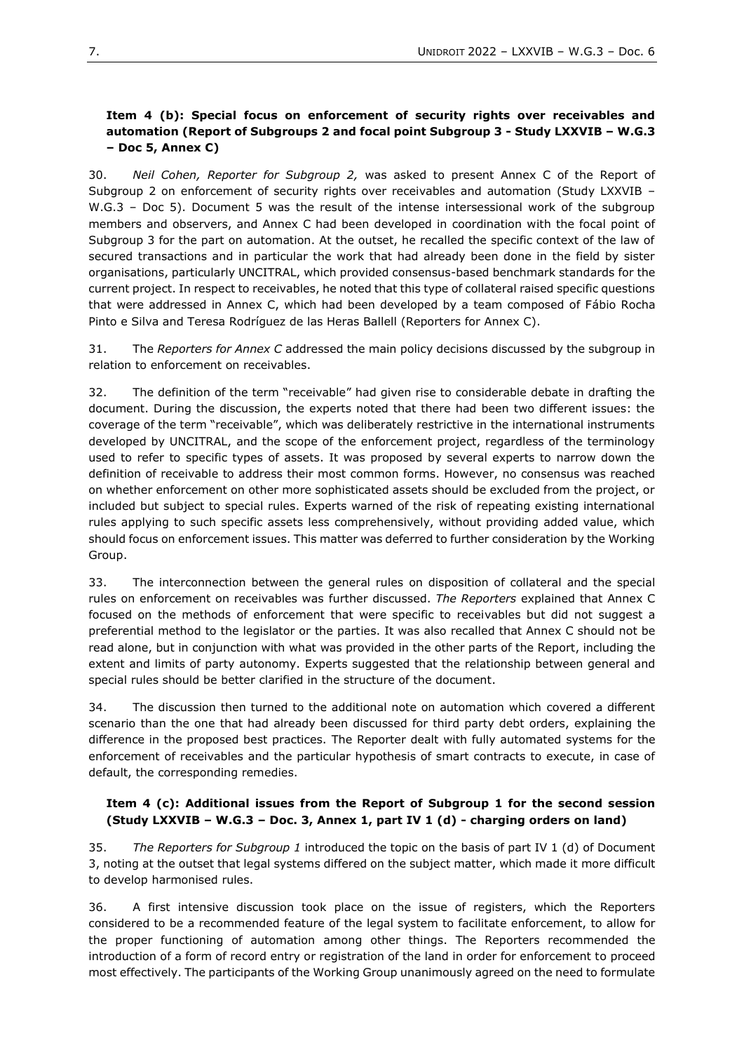### Item 4 (b): Special focus on enforcement of security rights over receivables and automation (Report of Subgroups 2 and focal point Subgroup 3 - Study LXXVIB – W.G.3 – Doc 5, Annex C)

30. *Neil Cohen, Reporter for Subgroup 2,* was asked to present Annex C of the Report of Subgroup 2 on enforcement of security rights over receivables and automation (Study LXXVIB – W.G.3 – Doc 5). Document 5 was the result of the intense intersessional work of the subgroup members and observers, and Annex C had been developed in coordination with the focal point of Subgroup 3 for the part on automation. At the outset, he recalled the specific context of the law of secured transactions and in particular the work that had already been done in the field by sister organisations, particularly UNCITRAL, which provided consensus-based benchmark standards for the current project. In respect to receivables, he noted that this type of collateral raised specific questions that were addressed in Annex C, which had been developed by a team composed of Fábio Rocha Pinto e Silva and Teresa Rodríguez de las Heras Ballell (Reporters for Annex C).

31. The *Reporters for Annex C* addressed the main policy decisions discussed by the subgroup in relation to enforcement on receivables.

32. The definition of the term "receivable" had given rise to considerable debate in drafting the document. During the discussion, the experts noted that there had been two different issues: the coverage of the term "receivable", which was deliberately restrictive in the international instruments developed by UNCITRAL, and the scope of the enforcement project, regardless of the terminology used to refer to specific types of assets. It was proposed by several experts to narrow down the definition of receivable to address their most common forms. However, no consensus was reached on whether enforcement on other more sophisticated assets should be excluded from the project, or included but subject to special rules. Experts warned of the risk of repeating existing international rules applying to such specific assets less comprehensively, without providing added value, which should focus on enforcement issues. This matter was deferred to further consideration by the Working Group.

33. The interconnection between the general rules on disposition of collateral and the special rules on enforcement on receivables was further discussed. *The Reporters* explained that Annex C focused on the methods of enforcement that were specific to receivables but did not suggest a preferential method to the legislator or the parties. It was also recalled that Annex C should not be read alone, but in conjunction with what was provided in the other parts of the Report, including the extent and limits of party autonomy. Experts suggested that the relationship between general and special rules should be better clarified in the structure of the document.

34. The discussion then turned to the additional note on automation which covered a different scenario than the one that had already been discussed for third party debt orders, explaining the difference in the proposed best practices. The Reporter dealt with fully automated systems for the enforcement of receivables and the particular hypothesis of smart contracts to execute, in case of default, the corresponding remedies.

### Item 4 (c): Additional issues from the Report of Subgroup 1 for the second session (Study LXXVIB – W.G.3 – Doc. 3, Annex 1, part IV 1 (d) - charging orders on land)

35. *The Reporters for Subgroup 1* introduced the topic on the basis of part IV 1 (d) of Document 3, noting at the outset that legal systems differed on the subject matter, which made it more difficult to develop harmonised rules.

36. A first intensive discussion took place on the issue of registers, which the Reporters considered to be a recommended feature of the legal system to facilitate enforcement, to allow for the proper functioning of automation among other things. The Reporters recommended the introduction of a form of record entry or registration of the land in order for enforcement to proceed most effectively. The participants of the Working Group unanimously agreed on the need to formulate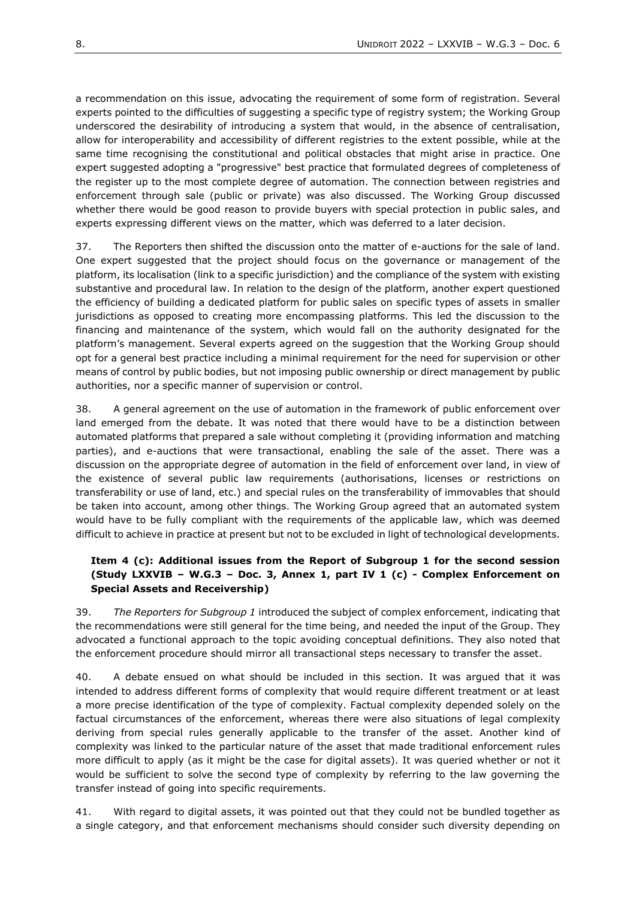a recommendation on this issue, advocating the requirement of some form of registration. Several experts pointed to the difficulties of suggesting a specific type of registry system; the Working Group underscored the desirability of introducing a system that would, in the absence of centralisation, allow for interoperability and accessibility of different registries to the extent possible, while at the same time recognising the constitutional and political obstacles that might arise in practice. One expert suggested adopting a "progressive" best practice that formulated degrees of completeness of the register up to the most complete degree of automation. The connection between registries and enforcement through sale (public or private) was also discussed. The Working Group discussed whether there would be good reason to provide buyers with special protection in public sales, and experts expressing different views on the matter, which was deferred to a later decision.

37. The Reporters then shifted the discussion onto the matter of e-auctions for the sale of land. One expert suggested that the project should focus on the governance or management of the platform, its localisation (link to a specific jurisdiction) and the compliance of the system with existing substantive and procedural law. In relation to the design of the platform, another expert questioned the efficiency of building a dedicated platform for public sales on specific types of assets in smaller jurisdictions as opposed to creating more encompassing platforms. This led the discussion to the financing and maintenance of the system, which would fall on the authority designated for the platform's management. Several experts agreed on the suggestion that the Working Group should opt for a general best practice including a minimal requirement for the need for supervision or other means of control by public bodies, but not imposing public ownership or direct management by public authorities, nor a specific manner of supervision or control.

38. A general agreement on the use of automation in the framework of public enforcement over land emerged from the debate. It was noted that there would have to be a distinction between automated platforms that prepared a sale without completing it (providing information and matching parties), and e-auctions that were transactional, enabling the sale of the asset. There was a discussion on the appropriate degree of automation in the field of enforcement over land, in view of the existence of several public law requirements (authorisations, licenses or restrictions on transferability or use of land, etc.) and special rules on the transferability of immovables that should be taken into account, among other things. The Working Group agreed that an automated system would have to be fully compliant with the requirements of the applicable law, which was deemed difficult to achieve in practice at present but not to be excluded in light of technological developments.

### Item 4 (c): Additional issues from the Report of Subgroup 1 for the second session (Study LXXVIB – W.G.3 – Doc. 3, Annex 1, part IV 1 (c) - Complex Enforcement on Special Assets and Receivership)

39. *The Reporters for Subgroup 1* introduced the subject of complex enforcement, indicating that the recommendations were still general for the time being, and needed the input of the Group. They advocated a functional approach to the topic avoiding conceptual definitions. They also noted that the enforcement procedure should mirror all transactional steps necessary to transfer the asset.

40. A debate ensued on what should be included in this section. It was argued that it was intended to address different forms of complexity that would require different treatment or at least a more precise identification of the type of complexity. Factual complexity depended solely on the factual circumstances of the enforcement, whereas there were also situations of legal complexity deriving from special rules generally applicable to the transfer of the asset. Another kind of complexity was linked to the particular nature of the asset that made traditional enforcement rules more difficult to apply (as it might be the case for digital assets). It was queried whether or not it would be sufficient to solve the second type of complexity by referring to the law governing the transfer instead of going into specific requirements.

41. With regard to digital assets, it was pointed out that they could not be bundled together as a single category, and that enforcement mechanisms should consider such diversity depending on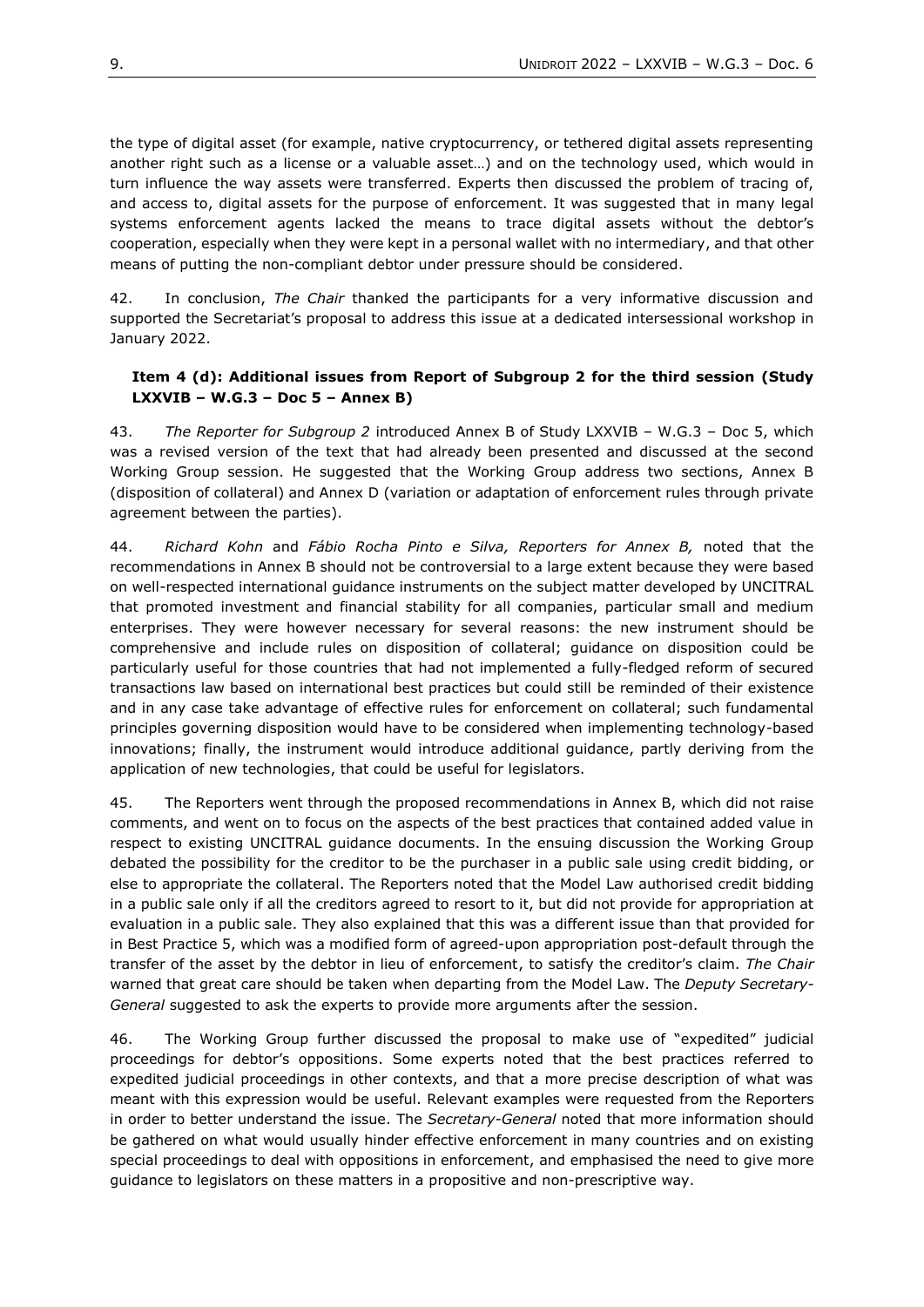the type of digital asset (for example, native cryptocurrency, or tethered digital assets representing another right such as a license or a valuable asset…) and on the technology used, which would in turn influence the way assets were transferred. Experts then discussed the problem of tracing of, and access to, digital assets for the purpose of enforcement. It was suggested that in many legal systems enforcement agents lacked the means to trace digital assets without the debtor's cooperation, especially when they were kept in a personal wallet with no intermediary, and that other means of putting the non-compliant debtor under pressure should be considered.

42. In conclusion, *The Chair* thanked the participants for a very informative discussion and supported the Secretariat's proposal to address this issue at a dedicated intersessional workshop in January 2022.

**Item 4 (d): Additional issues from Report of Subgroup 2 for the third session (Study LXXVIB – W.G.3 – Doc 5 – Annex B)**

43. *The Reporter for Subgroup 2* introduced Annex B of Study LXXVIB – W.G.3 – Doc 5, which was a revised version of the text that had already been presented and discussed at the second Working Group session. He suggested that the Working Group address two sections, Annex B (disposition of collateral) and Annex D (variation or adaptation of enforcement rules through private agreement between the parties).

44. *Richard Kohn* and *Fábio Rocha Pinto e Silva, Reporters for Annex B,* noted that the recommendations in Annex B should not be controversial to a large extent because they were based on well-respected international guidance instruments on the subject matter developed by UNCITRAL that promoted investment and financial stability for all companies, particular small and medium enterprises. They were however necessary for several reasons: the new instrument should be comprehensive and include rules on disposition of collateral; guidance on disposition could be particularly useful for those countries that had not implemented a fully-fledged reform of secured transactions law based on international best practices but could still be reminded of their existence and in any case take advantage of effective rules for enforcement on collateral; such fundamental principles governing disposition would have to be considered when implementing technology-based innovations; finally, the instrument would introduce additional guidance, partly deriving from the application of new technologies, that could be useful for legislators.

45. The Reporters went through the proposed recommendations in Annex B, which did not raise comments, and went on to focus on the aspects of the best practices that contained added value in respect to existing UNCITRAL guidance documents. In the ensuing discussion the Working Group debated the possibility for the creditor to be the purchaser in a public sale using credit bidding, or else to appropriate the collateral. The Reporters noted that the Model Law authorised credit bidding in a public sale only if all the creditors agreed to resort to it, but did not provide for appropriation at evaluation in a public sale. They also explained that this was a different issue than that provided for in Best Practice 5, which was a modified form of agreed-upon appropriation post-default through the transfer of the asset by the debtor in lieu of enforcement, to satisfy the creditor's claim. *The Chair* warned that great care should be taken when departing from the Model Law. The *Deputy Secretary-General* suggested to ask the experts to provide more arguments after the session.

46. The Working Group further discussed the proposal to make use of "expedited" judicial proceedings for debtor's oppositions. Some experts noted that the best practices referred to expedited judicial proceedings in other contexts, and that a more precise description of what was meant with this expression would be useful. Relevant examples were requested from the Reporters in order to better understand the issue. The *Secretary-General* noted that more information should be gathered on what would usually hinder effective enforcement in many countries and on existing special proceedings to deal with oppositions in enforcement, and emphasised the need to give more guidance to legislators on these matters in a propositive and non-prescriptive way.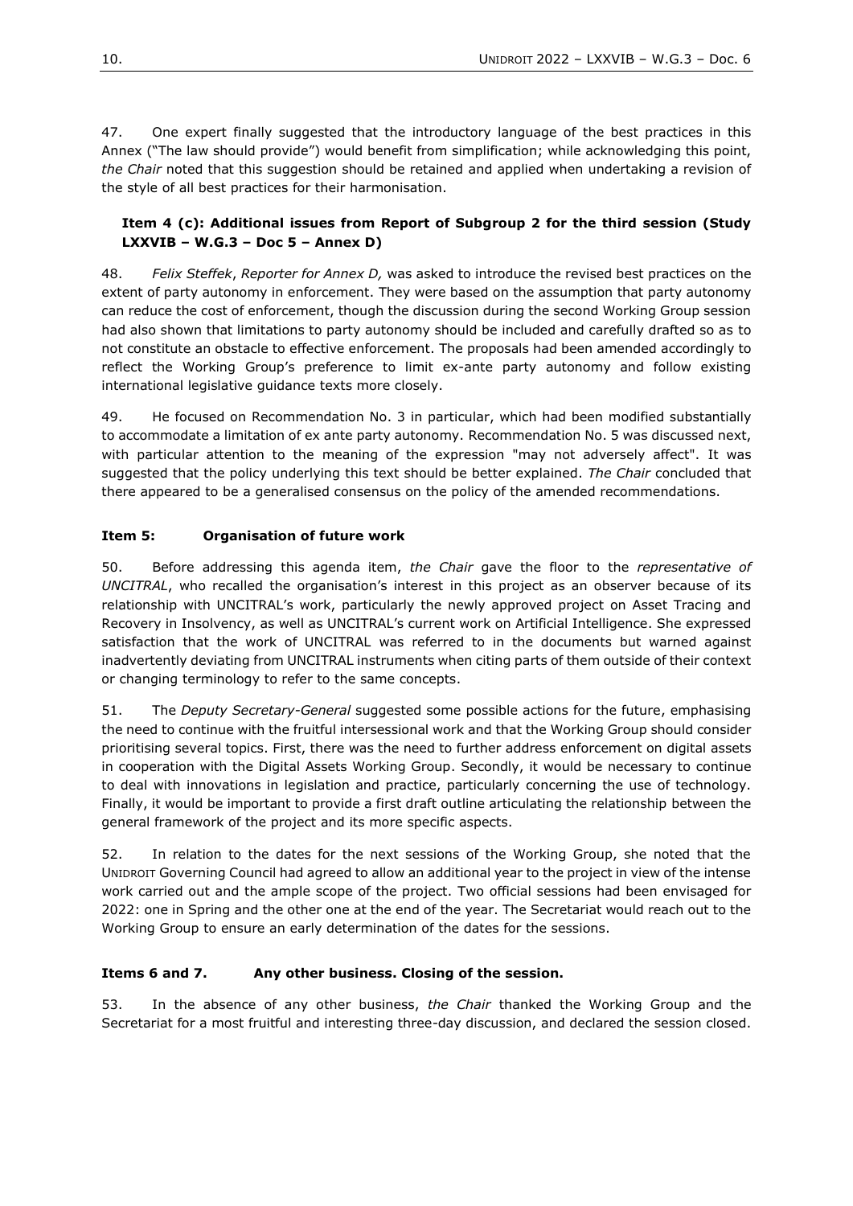47. One expert finally suggested that the introductory language of the best practices in this Annex ("The law should provide") would benefit from simplification; while acknowledging this point, *the Chair* noted that this suggestion should be retained and applied when undertaking a revision of the style of all best practices for their harmonisation.

**Item 4 (c): Additional issues from Report of Subgroup 2 for the third session (Study LXXVIB – W.G.3 – Doc 5 – Annex D)**

48. *Felix Steffek*, *Reporter for Annex D,* was asked to introduce the revised best practices on the extent of party autonomy in enforcement. They were based on the assumption that party autonomy can reduce the cost of enforcement, though the discussion during the second Working Group session had also shown that limitations to party autonomy should be included and carefully drafted so as to not constitute an obstacle to effective enforcement. The proposals had been amended accordingly to reflect the Working Group's preference to limit ex-ante party autonomy and follow existing international legislative guidance texts more closely.

49. He focused on Recommendation No. 3 in particular, which had been modified substantially to accommodate a limitation of ex ante party autonomy. Recommendation No. 5 was discussed next, with particular attention to the meaning of the expression "may not adversely affect". It was suggested that the policy underlying this text should be better explained. *The Chair* concluded that there appeared to be a generalised consensus on the policy of the amended recommendations.

**Item 5: Organisation of future work**

50. Before addressing this agenda item, *the Chair* gave the floor to the *representative of UNCITRAL*, who recalled the organisation's interest in this project as an observer because of its relationship with UNCITRAL's work, particularly the newly approved project on Asset Tracing and Recovery in Insolvency, as well as UNCITRAL's current work on Artificial Intelligence. She expressed satisfaction that the work of UNCITRAL was referred to in the documents but warned against inadvertently deviating from UNCITRAL instruments when citing parts of them outside of their context or changing terminology to refer to the same concepts.

51. The *Deputy Secretary-General* suggested some possible actions for the future, emphasising the need to continue with the fruitful intersessional work and that the Working Group should consider prioritising several topics. First, there was the need to further address enforcement on digital assets in cooperation with the Digital Assets Working Group. Secondly, it would be necessary to continue to deal with innovations in legislation and practice, particularly concerning the use of technology. Finally, it would be important to provide a first draft outline articulating the relationship between the general framework of the project and its more specific aspects.

52. In relation to the dates for the next sessions of the Working Group, she noted that the UNIDROIT Governing Council had agreed to allow an additional year to the project in view of the intense work carried out and the ample scope of the project. Two official sessions had been envisaged for 2022: one in Spring and the other one at the end of the year. The Secretariat would reach out to the Working Group to ensure an early determination of the dates for the sessions.

**Items 6 and 7. Any other business. Closing of the session.**

53. In the absence of any other business, *the Chair* thanked the Working Group and the Secretariat for a most fruitful and interesting three-day discussion, and declared the session closed.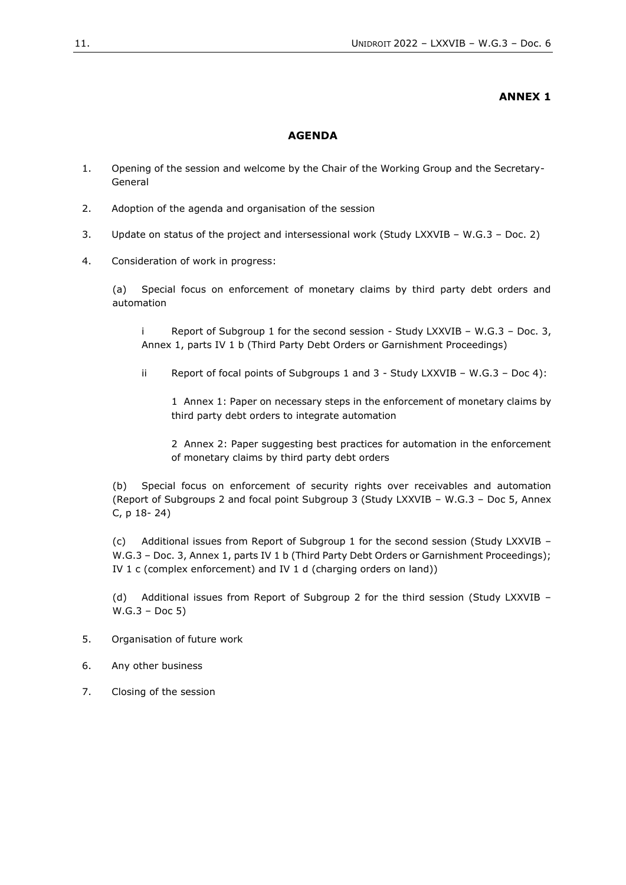**ANNEX 1**

## AGENDA

1. Opening of the session and welcome by the Chair of the Working Group and the Secretary-General

2. Adoption of the agenda and organisation of the session

3. Update on status of the project and intersessional work (Study LXXVIB – W.G.3 – Doc. 2)

4. Consideration of work in progress:

   (a) Special focus on enforcement of monetary claims by third party debt orders and automation

      i Report of Subgroup 1 for the second session - Study LXXVIB – W.G.3 – Doc. 3, Annex 1, parts IV 1 b (Third Party Debt Orders or Garnishment Proceedings)

      ii Report of focal points of Subgroups 1 and 3 - Study LXXVIB – W.G.3 – Doc 4):

         1 Annex 1: Paper on necessary steps in the enforcement of monetary claims by third party debt orders to integrate automation

         2 Annex 2: Paper suggesting best practices for automation in the enforcement of monetary claims by third party debt orders

   (b) Special focus on enforcement of security rights over receivables and automation (Report of Subgroups 2 and focal point Subgroup 3 (Study LXXVIB – W.G.3 – Doc 5, Annex C, p 18- 24)

   (c) Additional issues from Report of Subgroup 1 for the second session (Study LXXVIB – W.G.3 – Doc. 3, Annex 1, parts IV 1 b (Third Party Debt Orders or Garnishment Proceedings); IV 1 c (complex enforcement) and IV 1 d (charging orders on land))

   (d) Additional issues from Report of Subgroup 2 for the third session (Study LXXVIB – W.G.3 – Doc 5)

5. Organisation of future work

6. Any other business

7. Closing of the session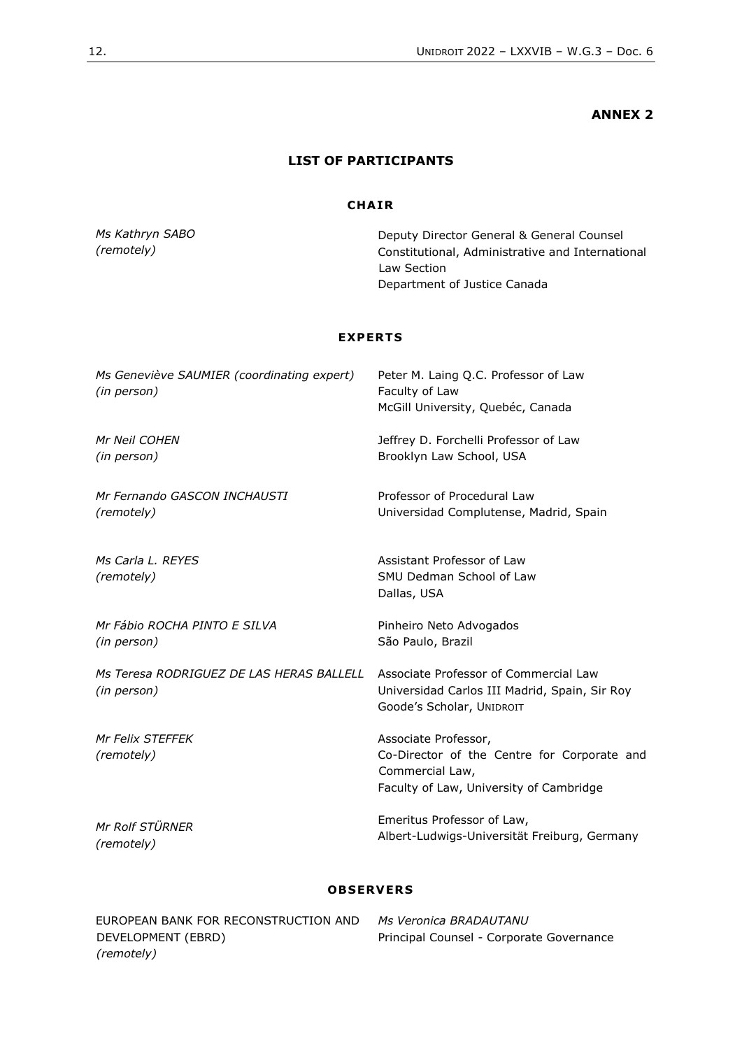**ANNEX 2**

## LIST OF PARTICIPANTS

### CHAIR

| | |
|---|---|
| *Ms Kathryn SABO* *(remotely)* | Deputy Director General & General Counsel Constitutional, Administrative and International Law Section Department of Justice Canada |

### EXPERTS

| | |
|---|---|
| *Ms Geneviève SAUMIER (coordinating expert)* *(in person)* | Peter M. Laing Q.C. Professor of Law Faculty of Law McGill University, Quebéc, Canada |
| *Mr Neil COHEN* *(in person)* | Jeffrey D. Forchelli Professor of Law Brooklyn Law School, USA |
| *Mr Fernando GASCON INCHAUSTI* *(remotely)* | Professor of Procedural Law Universidad Complutense, Madrid, Spain |
| *Ms Carla L. REYES* *(remotely)* | Assistant Professor of Law SMU Dedman School of Law Dallas, USA |
| *Mr Fábio ROCHA PINTO E SILVA* *(in person)* | Pinheiro Neto Advogados São Paulo, Brazil |
| *Ms Teresa RODRIGUEZ DE LAS HERAS BALLELL* *(in person)* | Associate Professor of Commercial Law Universidad Carlos III Madrid, Spain, Sir Roy Goode's Scholar, UNIDROIT |
| *Mr Felix STEFFEK* *(remotely)* | Associate Professor, Co-Director of the Centre for Corporate and Commercial Law, Faculty of Law, University of Cambridge |
| *Mr Rolf STÜRNER* *(remotely)* | Emeritus Professor of Law, Albert-Ludwigs-Universität Freiburg, Germany |

### OBSERVERS

| | |
|---|---|
| EUROPEAN BANK FOR RECONSTRUCTION AND DEVELOPMENT (EBRD) *(remotely)* | *Ms Veronica BRADAUTANU* Principal Counsel - Corporate Governance |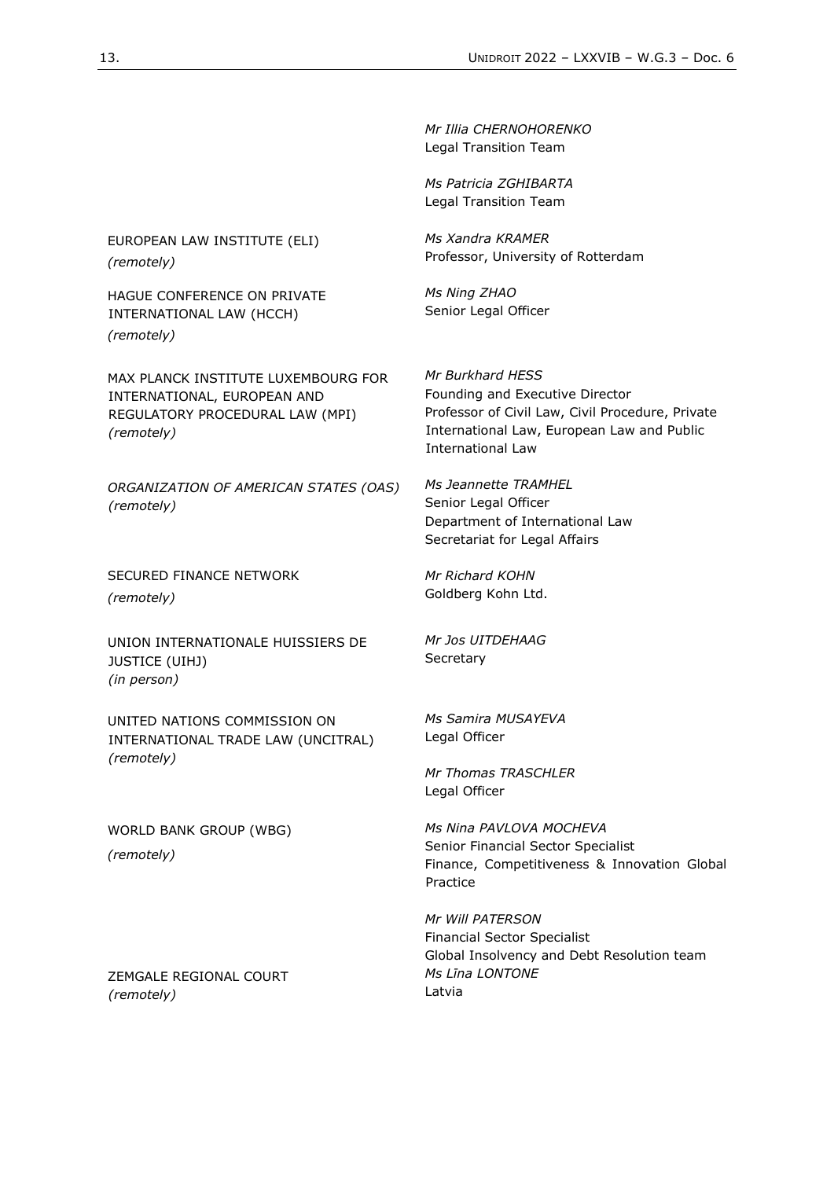| | |
|---|---|
| | *Mr Illia CHERNOHORENKO*<br>Legal Transition Team |
| | *Ms Patricia ZGHIBARTA*<br>Legal Transition Team |
| EUROPEAN LAW INSTITUTE (ELI)<br>*(remotely)* | *Ms Xandra KRAMER*<br>Professor, University of Rotterdam |
| HAGUE CONFERENCE ON PRIVATE INTERNATIONAL LAW (HCCH)<br>*(remotely)* | *Ms Ning ZHAO*<br>Senior Legal Officer |
| MAX PLANCK INSTITUTE LUXEMBOURG FOR INTERNATIONAL, EUROPEAN AND REGULATORY PROCEDURAL LAW (MPI)<br>*(remotely)* | *Mr Burkhard HESS*<br>Founding and Executive Director<br>Professor of Civil Law, Civil Procedure, Private International Law, European Law and Public International Law |
| *ORGANIZATION OF AMERICAN STATES (OAS)*<br>*(remotely)* | *Ms Jeannette TRAMHEL*<br>Senior Legal Officer<br>Department of International Law<br>Secretariat for Legal Affairs |
| SECURED FINANCE NETWORK<br>*(remotely)* | *Mr Richard KOHN*<br>Goldberg Kohn Ltd. |
| UNION INTERNATIONALE HUISSIERS DE JUSTICE (UIHJ)<br>*(in person)* | *Mr Jos UITDEHAAG*<br>Secretary |
| UNITED NATIONS COMMISSION ON INTERNATIONAL TRADE LAW (UNCITRAL)<br>*(remotely)* | *Ms Samira MUSAYEVA*<br>Legal Officer |
| | *Mr Thomas TRASCHLER*<br>Legal Officer |
| WORLD BANK GROUP (WBG)<br>*(remotely)* | *Ms Nina PAVLOVA MOCHEVA*<br>Senior Financial Sector Specialist<br>Finance, Competitiveness & Innovation Global Practice |
| | *Mr Will PATERSON*<br>Financial Sector Specialist<br>Global Insolvency and Debt Resolution team |
| ZEMGALE REGIONAL COURT<br>*(remotely)* | *Ms Līna LONTONE*<br>Latvia |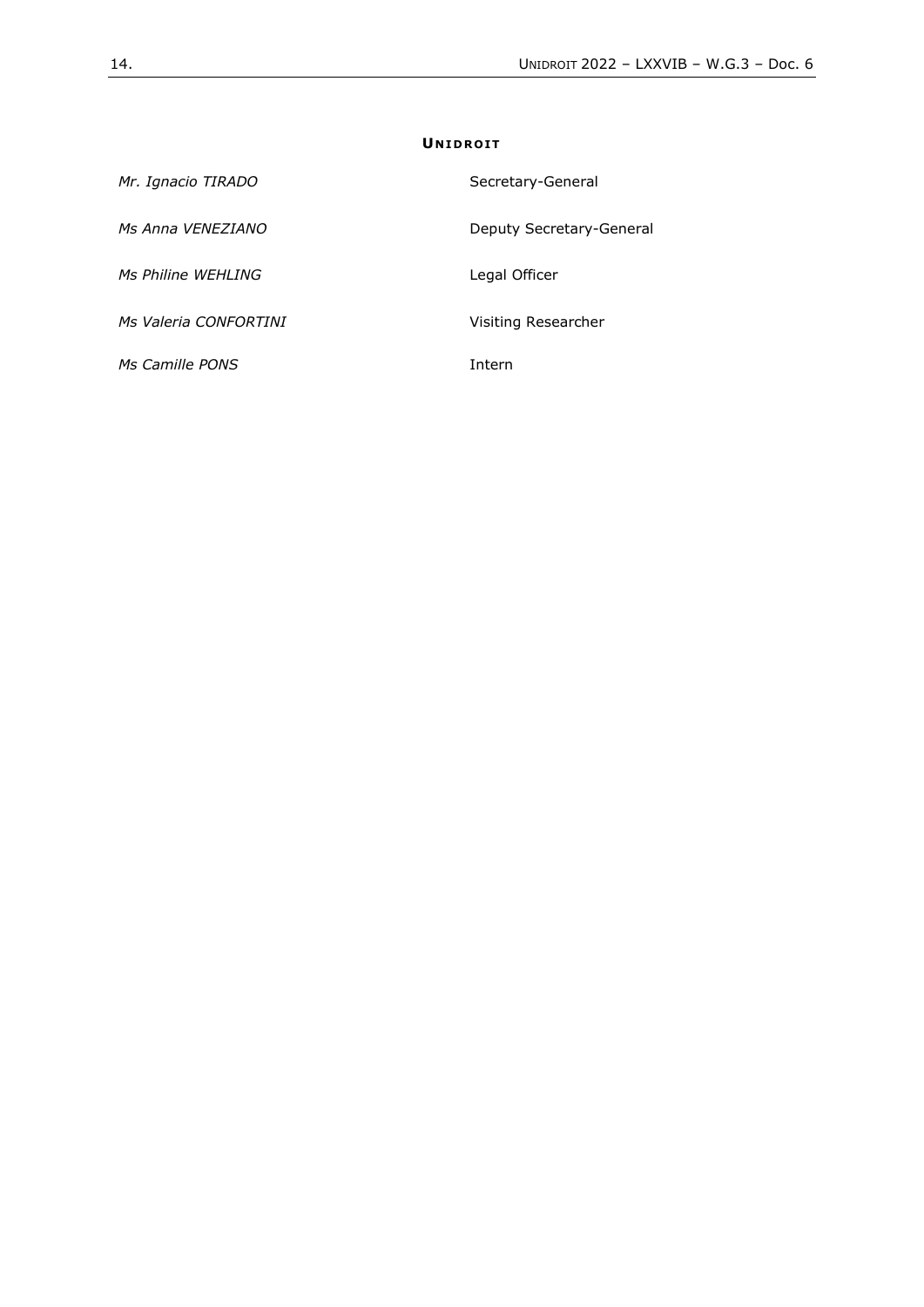**UNIDROIT**

| | |
|---|---|
| *Mr. Ignacio TIRADO* | Secretary-General |
| *Ms Anna VENEZIANO* | Deputy Secretary-General |
| *Ms Philine WEHLING* | Legal Officer |
| *Ms Valeria CONFORTINI* | Visiting Researcher |
| *Ms Camille PONS* | Intern |